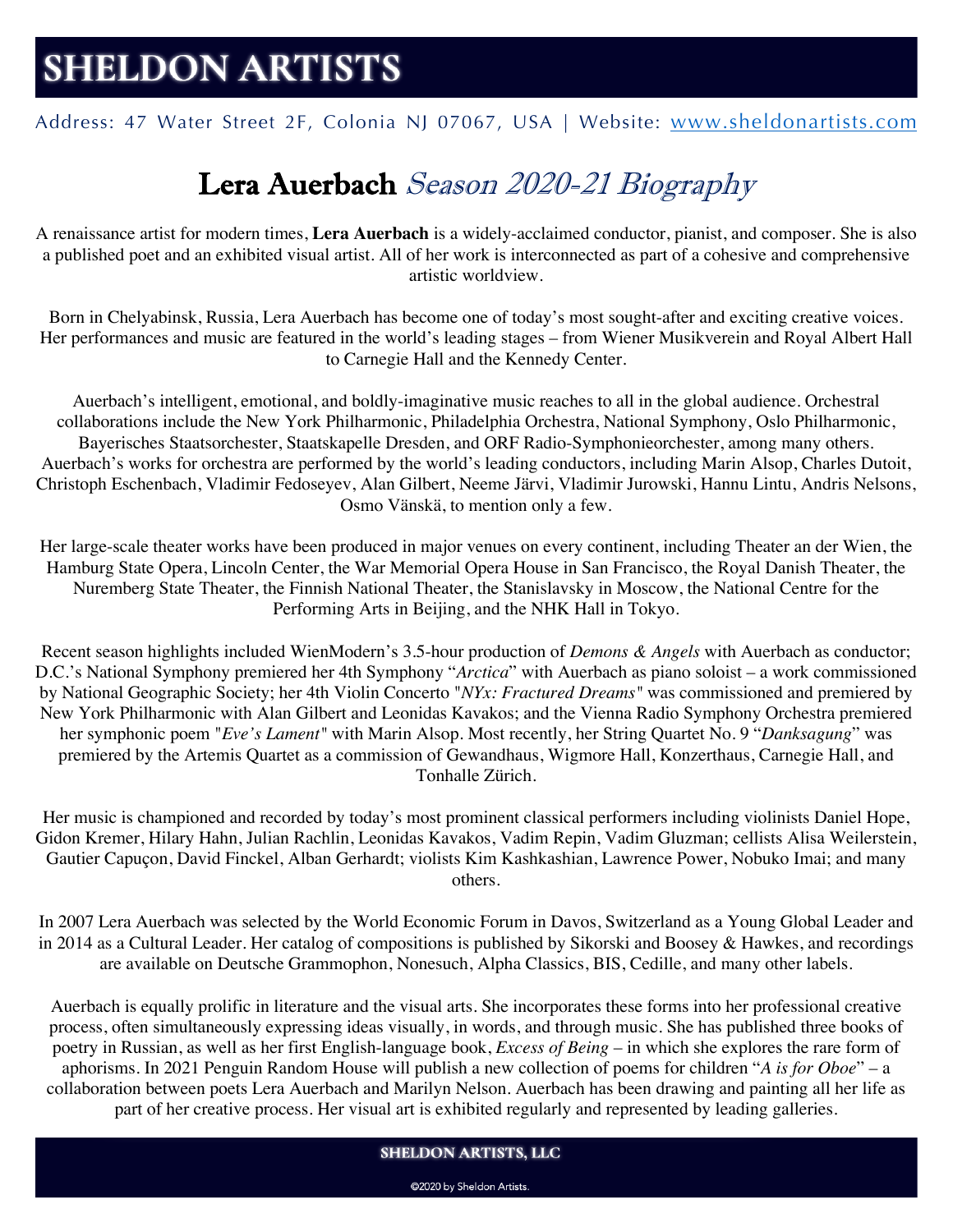# SHELDON ARTISTS

Address: 47 Water Street 2F, Colonia NJ 07067, USA | Website: www.sheldonartists.com

## Lera Auerbach *Season 2020-21 Biography*

A renaissance artist for modern times, **Lera Auerbach** is a widely-acclaimed conductor, pianist, and composer. She is also a published poet and an exhibited visual artist. All of her work is interconnected as part of a cohesive and comprehensive artistic worldview.

Born in Chelyabinsk, Russia, Lera Auerbach has become one of today's most sought-after and exciting creative voices. Her performances and music are featured in the world's leading stages – from Wiener Musikverein and Royal Albert Hall to Carnegie Hall and the Kennedy Center.

Auerbach's intelligent, emotional, and boldly-imaginative music reaches to all in the global audience. Orchestral collaborations include the New York Philharmonic, Philadelphia Orchestra, National Symphony, Oslo Philharmonic, Bayerisches Staatsorchester, Staatskapelle Dresden, and ORF Radio-Symphonieorchester, among many others. Auerbach's works for orchestra are performed by the world's leading conductors, including Marin Alsop, Charles Dutoit, Christoph Eschenbach, Vladimir Fedoseyev, Alan Gilbert, Neeme Järvi, Vladimir Jurowski, Hannu Lintu, Andris Nelsons, Osmo Vänskä, to mention only a few.

Her large-scale theater works have been produced in major venues on every continent, including Theater an der Wien, the Hamburg State Opera, Lincoln Center, the War Memorial Opera House in San Francisco, the Royal Danish Theater, the Nuremberg State Theater, the Finnish National Theater, the Stanislavsky in Moscow, the National Centre for the Performing Arts in Beijing, and the NHK Hall in Tokyo.

Recent season highlights included WienModern's 3.5-hour production of *Demons & Angels* with Auerbach as conductor; D.C.'s National Symphony premiered her 4th Symphony "*Arctica*" with Auerbach as piano soloist – a work commissioned by National Geographic Society; her 4th Violin Concerto "*NYx: Fractured Dreams*" was commissioned and premiered by New York Philharmonic with Alan Gilbert and Leonidas Kavakos; and the Vienna Radio Symphony Orchestra premiered her symphonic poem "*Eve's Lament*" with Marin Alsop. Most recently, her String Quartet No. 9 "*Danksagung*" was premiered by the Artemis Quartet as a commission of Gewandhaus, Wigmore Hall, Konzerthaus, Carnegie Hall, and Tonhalle Zürich.

Her music is championed and recorded by today's most prominent classical performers including violinists Daniel Hope, Gidon Kremer, Hilary Hahn, Julian Rachlin, Leonidas Kavakos, Vadim Repin, Vadim Gluzman; cellists Alisa Weilerstein, Gautier Capuçon, David Finckel, Alban Gerhardt; violists Kim Kashkashian, Lawrence Power, Nobuko Imai; and many others.

In 2007 Lera Auerbach was selected by the World Economic Forum in Davos, Switzerland as a Young Global Leader and in 2014 as a Cultural Leader. Her catalog of compositions is published by Sikorski and Boosey & Hawkes, and recordings are available on Deutsche Grammophon, Nonesuch, Alpha Classics, BIS, Cedille, and many other labels.

Auerbach is equally prolific in literature and the visual arts. She incorporates these forms into her professional creative process, often simultaneously expressing ideas visually, in words, and through music. She has published three books of poetry in Russian, as well as her first English-language book, *Excess of Being* – in which she explores the rare form of aphorisms. In 2021 Penguin Random House will publish a new collection of poems for children "*A is for Oboe*" – a collaboration between poets Lera Auerbach and Marilyn Nelson. Auerbach has been drawing and painting all her life as part of her creative process. Her visual art is exhibited regularly and represented by leading galleries.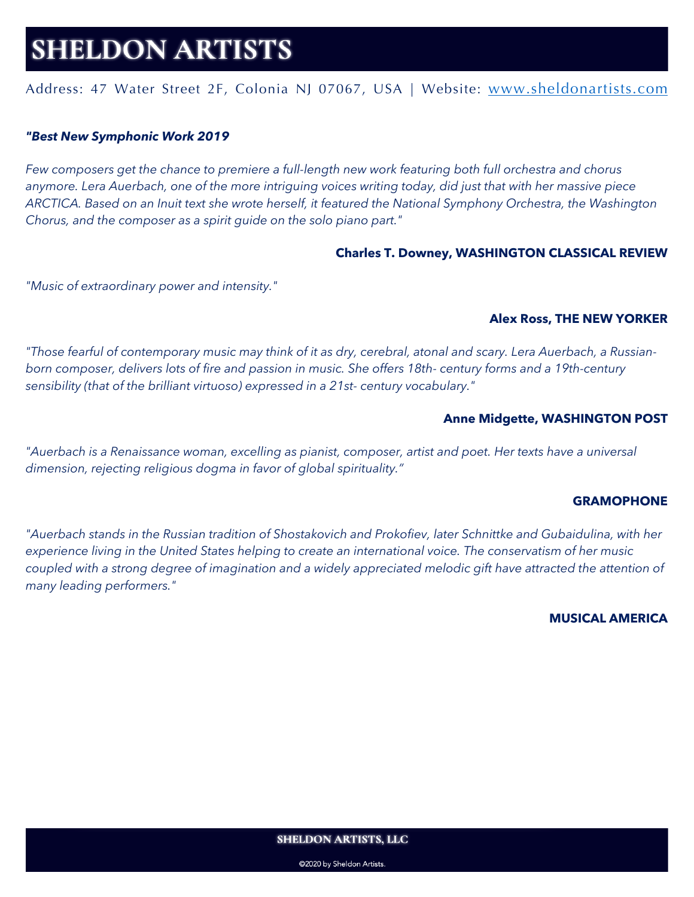# SHELDON ARTISTS

Address: 47 Water Street 2F, Colonia NJ 07067, USA | Website: [www.sheldonartists.com](http://www.sheldonartists.com)

***"Best New Symphonic Work 2019***

*Few composers get the chance to premiere a full-length new work featuring both full orchestra and chorus anymore. Lera Auerbach, one of the more intriguing voices writing today, did just that with her massive piece ARCTICA. Based on an Inuit text she wrote herself, it featured the National Symphony Orchestra, the Washington Chorus, and the composer as a spirit guide on the solo piano part."*

**Charles T. Downey, WASHINGTON CLASSICAL REVIEW**

*"Music of extraordinary power and intensity."*

**Alex Ross, THE NEW YORKER**

*"Those fearful of contemporary music may think of it as dry, cerebral, atonal and scary. Lera Auerbach, a Russian-born composer, delivers lots of fire and passion in music. She offers 18th- century forms and a 19th-century sensibility (that of the brilliant virtuoso) expressed in a 21st- century vocabulary."*

**Anne Midgette, WASHINGTON POST**

*"Auerbach is a Renaissance woman, excelling as pianist, composer, artist and poet. Her texts have a universal dimension, rejecting religious dogma in favor of global spirituality."*

**GRAMOPHONE**

*"Auerbach stands in the Russian tradition of Shostakovich and Prokofiev, later Schnittke and Gubaidulina, with her experience living in the United States helping to create an international voice. The conservatism of her music coupled with a strong degree of imagination and a widely appreciated melodic gift have attracted the attention of many leading performers."*

**MUSICAL AMERICA**

**SHELDON ARTISTS, LLC**

©2020 by Sheldon Artists.